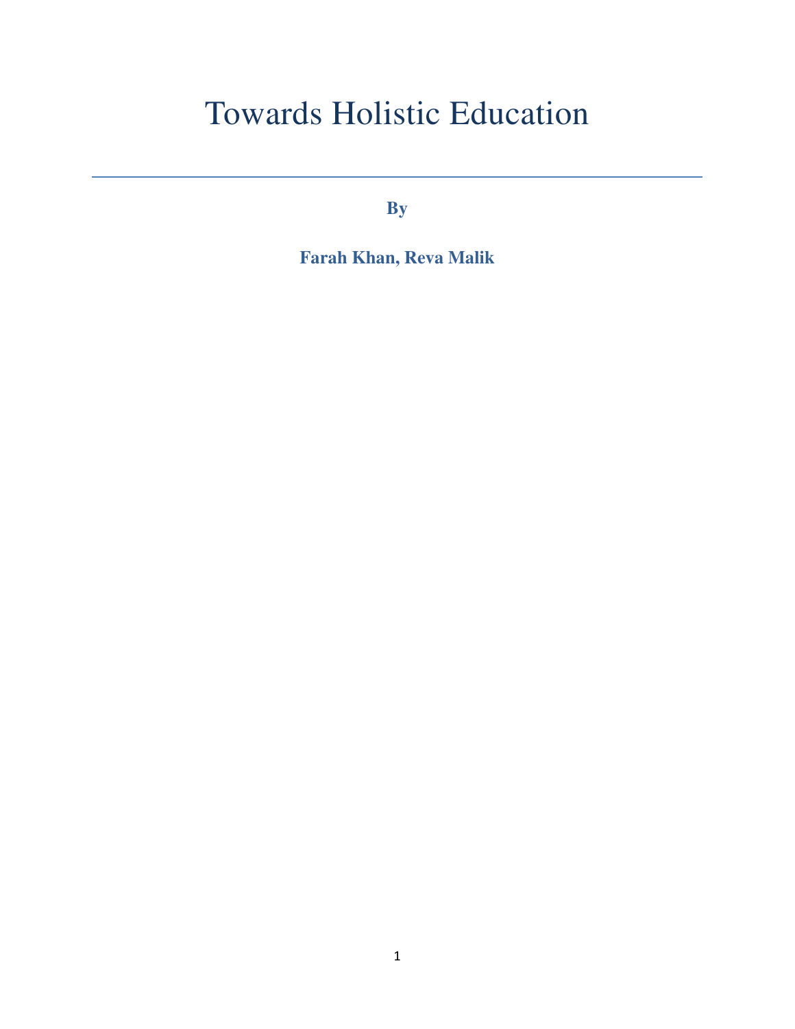# Towards Holistic Education

**By**

**Farah Khan, Reva Malik**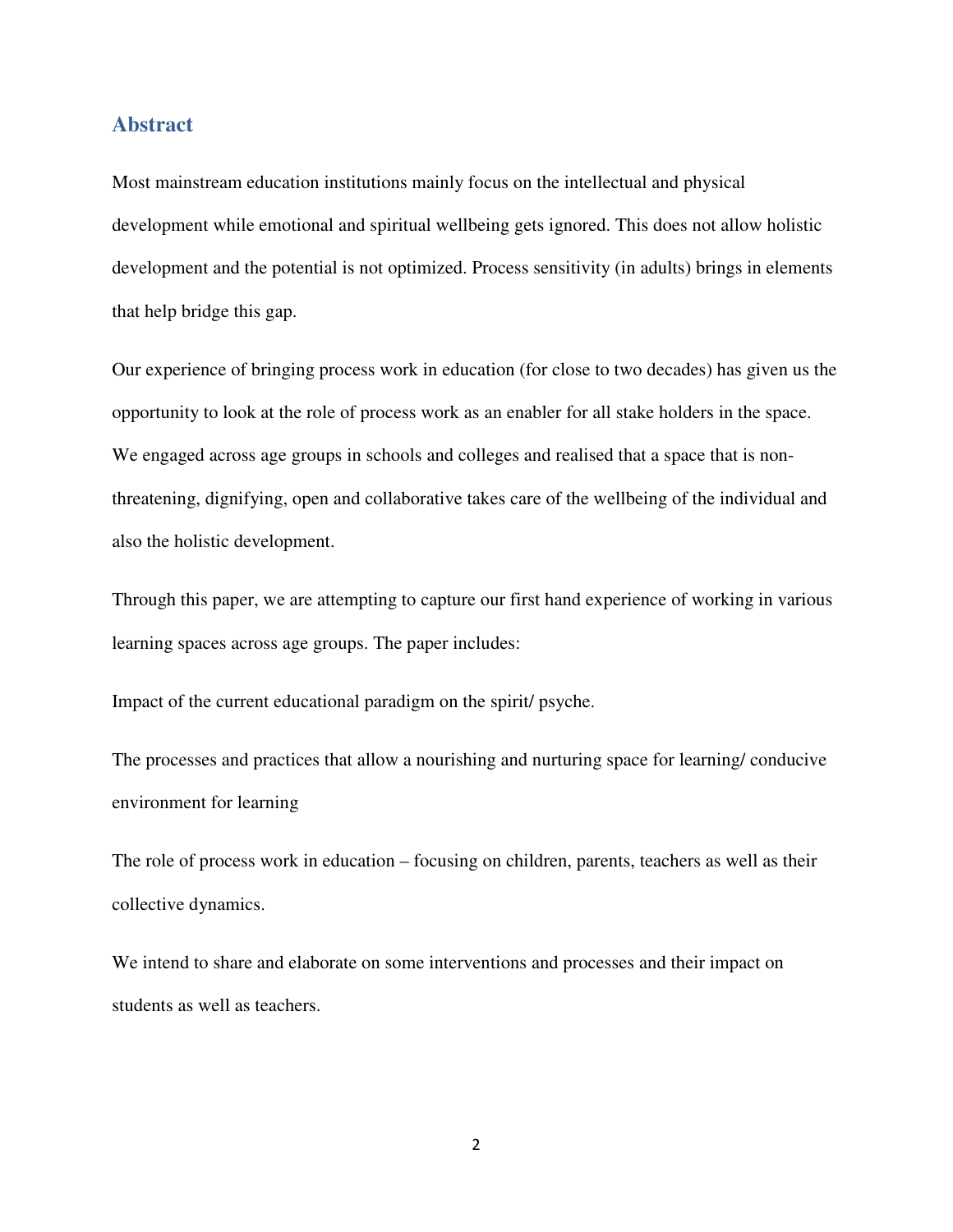## Abstract

Most mainstream education institutions mainly focus on the intellectual and physical development while emotional and spiritual wellbeing gets ignored. This does not allow holistic development and the potential is not optimized. Process sensitivity (in adults) brings in elements that help bridge this gap.

Our experience of bringing process work in education (for close to two decades) has given us the opportunity to look at the role of process work as an enabler for all stake holders in the space. We engaged across age groups in schools and colleges and realised that a space that is non-threatening, dignifying, open and collaborative takes care of the wellbeing of the individual and also the holistic development.

Through this paper, we are attempting to capture our first hand experience of working in various learning spaces across age groups. The paper includes:

Impact of the current educational paradigm on the spirit/ psyche.

The processes and practices that allow a nourishing and nurturing space for learning/ conducive environment for learning

The role of process work in education – focusing on children, parents, teachers as well as their collective dynamics.

We intend to share and elaborate on some interventions and processes and their impact on students as well as teachers.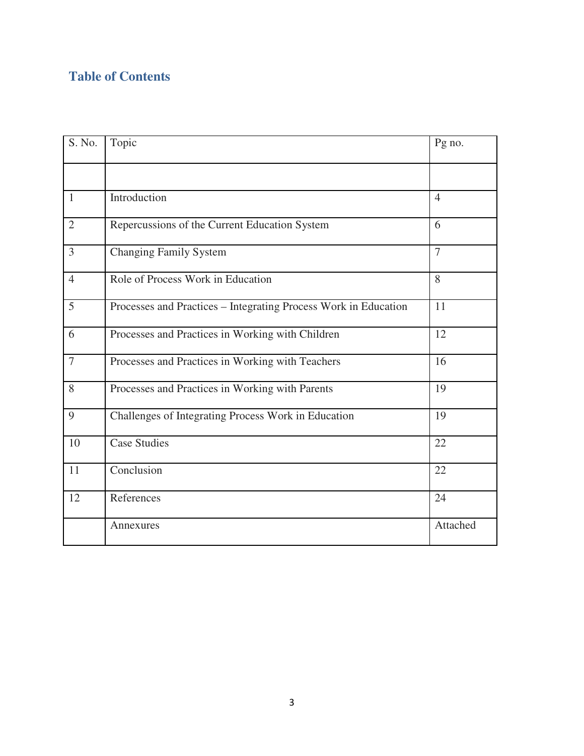## Table of Contents

| S. No. | Topic | Pg no. |
|---|---|---|
| | | |
| 1 | Introduction | 4 |
| 2 | Repercussions of the Current Education System | 6 |
| 3 | Changing Family System | 7 |
| 4 | Role of Process Work in Education | 8 |
| 5 | Processes and Practices – Integrating Process Work in Education | 11 |
| 6 | Processes and Practices in Working with Children | 12 |
| 7 | Processes and Practices in Working with Teachers | 16 |
| 8 | Processes and Practices in Working with Parents | 19 |
| 9 | Challenges of Integrating Process Work in Education | 19 |
| 10 | Case Studies | 22 |
| 11 | Conclusion | 22 |
| 12 | References | 24 |
| | Annexures | Attached |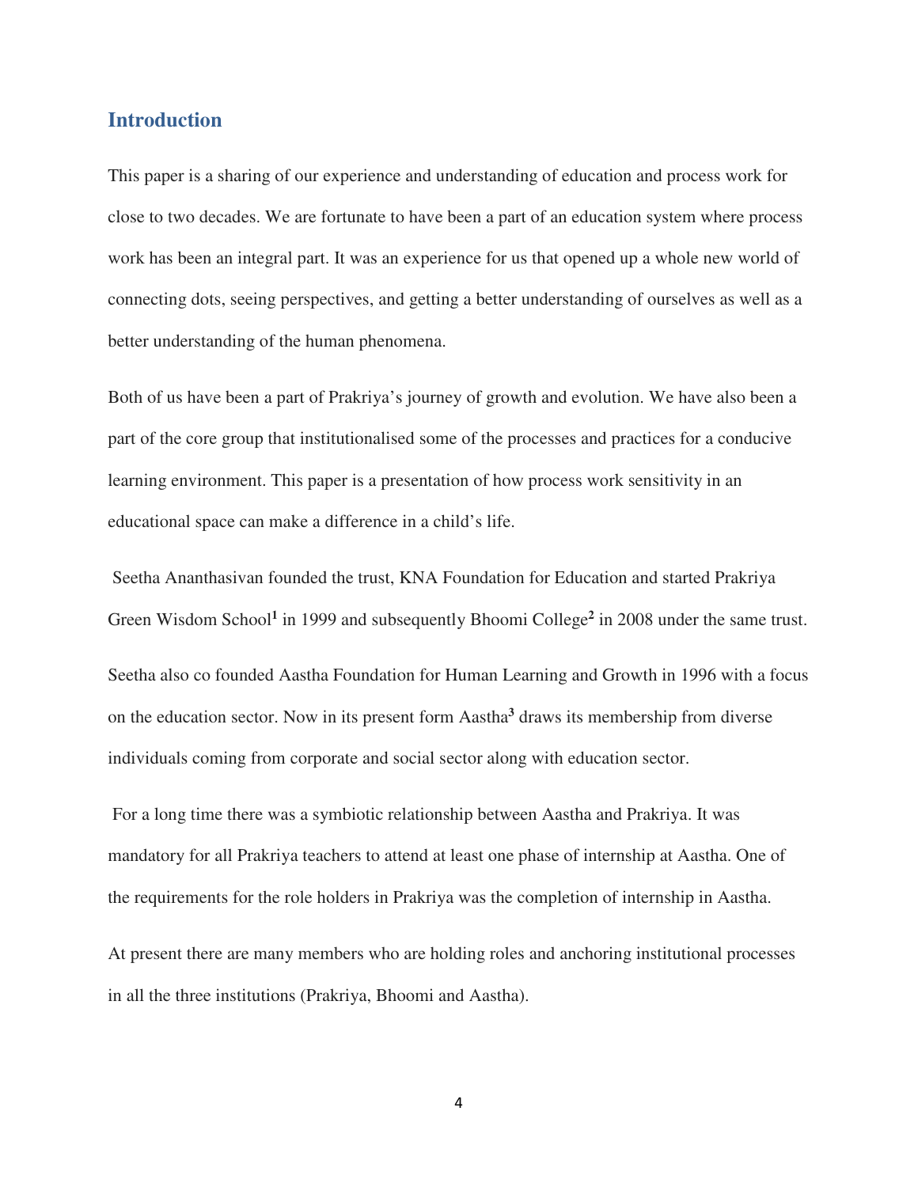## Introduction

This paper is a sharing of our experience and understanding of education and process work for close to two decades. We are fortunate to have been a part of an education system where process work has been an integral part. It was an experience for us that opened up a whole new world of connecting dots, seeing perspectives, and getting a better understanding of ourselves as well as a better understanding of the human phenomena.

Both of us have been a part of Prakriya's journey of growth and evolution. We have also been a part of the core group that institutionalised some of the processes and practices for a conducive learning environment. This paper is a presentation of how process work sensitivity in an educational space can make a difference in a child's life.

Seetha Ananthasivan founded the trust, KNA Foundation for Education and started Prakriya Green Wisdom School[1] in 1999 and subsequently Bhoomi College[2] in 2008 under the same trust.

Seetha also co founded Aastha Foundation for Human Learning and Growth in 1996 with a focus on the education sector. Now in its present form Aastha[3] draws its membership from diverse individuals coming from corporate and social sector along with education sector.

For a long time there was a symbiotic relationship between Aastha and Prakriya. It was mandatory for all Prakriya teachers to attend at least one phase of internship at Aastha. One of the requirements for the role holders in Prakriya was the completion of internship in Aastha.

At present there are many members who are holding roles and anchoring institutional processes in all the three institutions (Prakriya, Bhoomi and Aastha).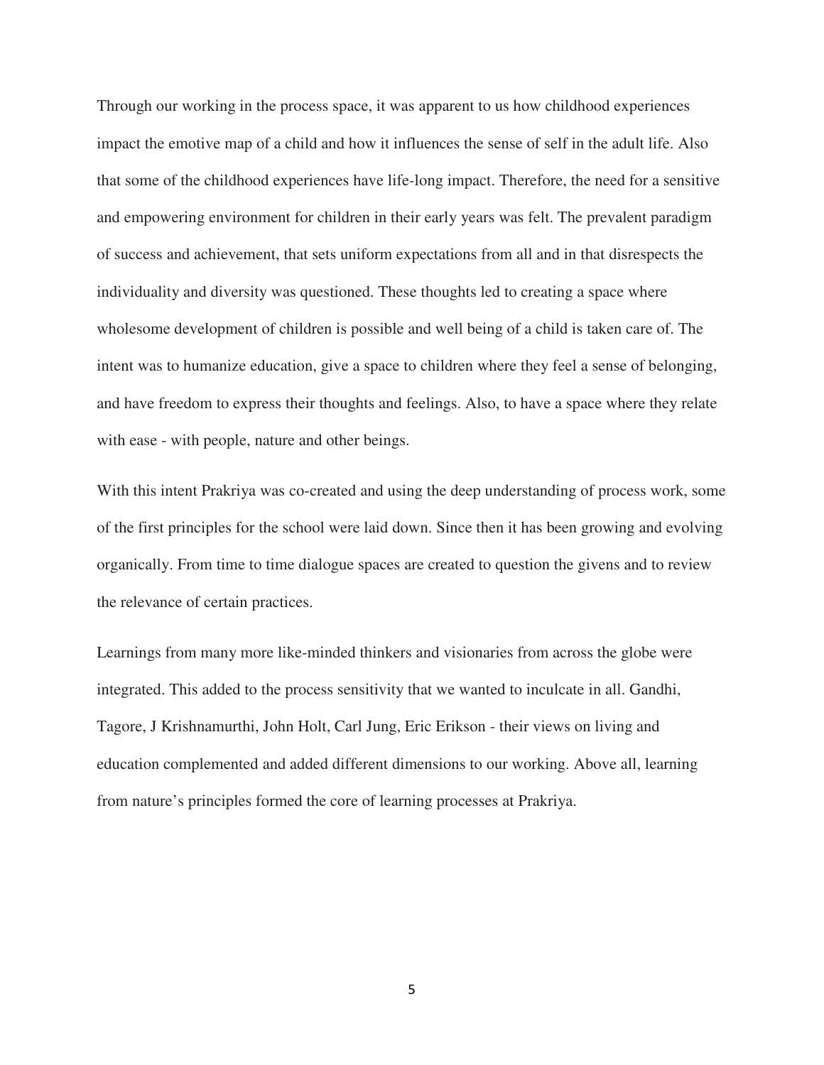Through our working in the process space, it was apparent to us how childhood experiences impact the emotive map of a child and how it influences the sense of self in the adult life. Also that some of the childhood experiences have life-long impact. Therefore, the need for a sensitive and empowering environment for children in their early years was felt. The prevalent paradigm of success and achievement, that sets uniform expectations from all and in that disrespects the individuality and diversity was questioned. These thoughts led to creating a space where wholesome development of children is possible and well being of a child is taken care of. The intent was to humanize education, give a space to children where they feel a sense of belonging, and have freedom to express their thoughts and feelings. Also, to have a space where they relate with ease - with people, nature and other beings.

With this intent Prakriya was co-created and using the deep understanding of process work, some of the first principles for the school were laid down. Since then it has been growing and evolving organically. From time to time dialogue spaces are created to question the givens and to review the relevance of certain practices.

Learnings from many more like-minded thinkers and visionaries from across the globe were integrated. This added to the process sensitivity that we wanted to inculcate in all. Gandhi, Tagore, J Krishnamurthi, John Holt, Carl Jung, Eric Erikson - their views on living and education complemented and added different dimensions to our working. Above all, learning from nature's principles formed the core of learning processes at Prakriya.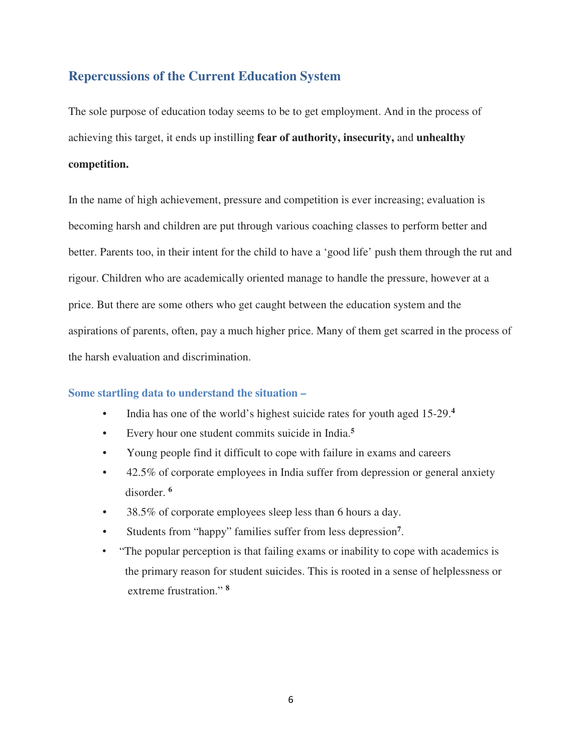## Repercussions of the Current Education System

The sole purpose of education today seems to be to get employment. And in the process of achieving this target, it ends up instilling **fear of authority, insecurity,** and **unhealthy competition.**

In the name of high achievement, pressure and competition is ever increasing; evaluation is becoming harsh and children are put through various coaching classes to perform better and better. Parents too, in their intent for the child to have a 'good life' push them through the rut and rigour. Children who are academically oriented manage to handle the pressure, however at a price. But there are some others who get caught between the education system and the aspirations of parents, often, pay a much higher price. Many of them get scarred in the process of the harsh evaluation and discrimination.

### Some startling data to understand the situation –

- India has one of the world's highest suicide rates for youth aged 15-29.[4]
- Every hour one student commits suicide in India.[5]
- Young people find it difficult to cope with failure in exams and careers
- 42.5% of corporate employees in India suffer from depression or general anxiety disorder. [6]
- 38.5% of corporate employees sleep less than 6 hours a day.
- Students from "happy" families suffer from less depression[7].
- "The popular perception is that failing exams or inability to cope with academics is the primary reason for student suicides. This is rooted in a sense of helplessness or extreme frustration." [8]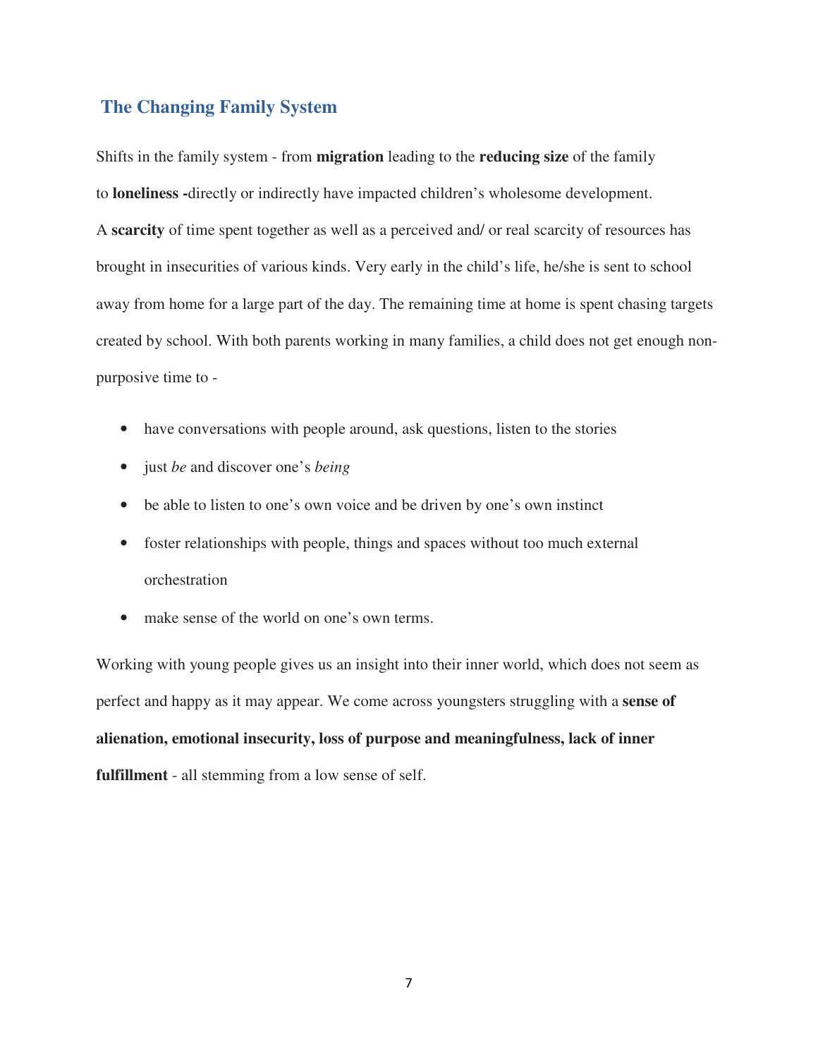## The Changing Family System

Shifts in the family system - from **migration** leading to the **reducing size** of the family to **loneliness -**directly or indirectly have impacted children's wholesome development. A **scarcity** of time spent together as well as a perceived and/ or real scarcity of resources has brought in insecurities of various kinds. Very early in the child's life, he/she is sent to school away from home for a large part of the day. The remaining time at home is spent chasing targets created by school. With both parents working in many families, a child does not get enough non-purposive time to -

- have conversations with people around, ask questions, listen to the stories
- just *be* and discover one's *being*
- be able to listen to one's own voice and be driven by one's own instinct
- foster relationships with people, things and spaces without too much external orchestration
- make sense of the world on one's own terms.

Working with young people gives us an insight into their inner world, which does not seem as perfect and happy as it may appear. We come across youngsters struggling with a **sense of alienation, emotional insecurity, loss of purpose and meaningfulness, lack of inner fulfillment** - all stemming from a low sense of self.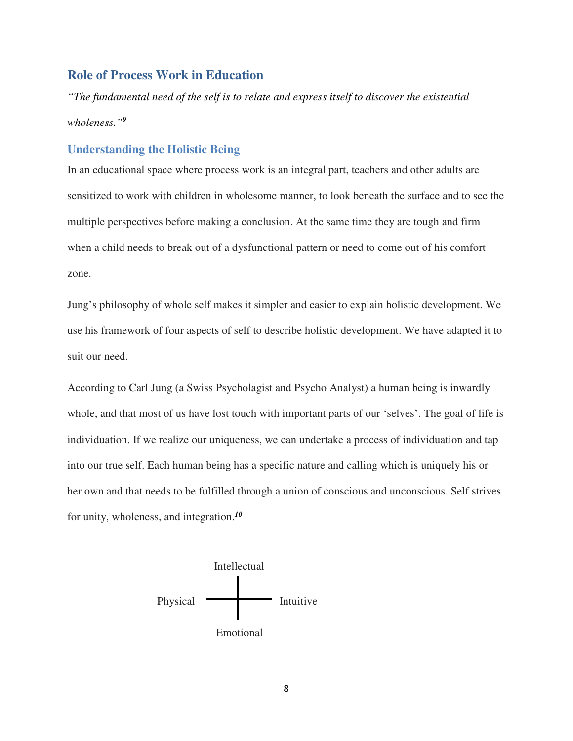## Role of Process Work in Education

*"The fundamental need of the self is to relate and express itself to discover the existential wholeness."*[9]

### Understanding the Holistic Being

In an educational space where process work is an integral part, teachers and other adults are sensitized to work with children in wholesome manner, to look beneath the surface and to see the multiple perspectives before making a conclusion. At the same time they are tough and firm when a child needs to break out of a dysfunctional pattern or need to come out of his comfort zone.

Jung's philosophy of whole self makes it simpler and easier to explain holistic development. We use his framework of four aspects of self to describe holistic development. We have adapted it to suit our need.

According to Carl Jung (a Swiss Psycholagist and Psycho Analyst) a human being is inwardly whole, and that most of us have lost touch with important parts of our 'selves'. The goal of life is individuation. If we realize our uniqueness, we can undertake a process of individuation and tap into our true self. Each human being has a specific nature and calling which is uniquely his or her own and that needs to be fulfilled through a union of conscious and unconscious. Self strives for unity, wholeness, and integration.[10]

Intellectual

Physical — Intuitive

Emotional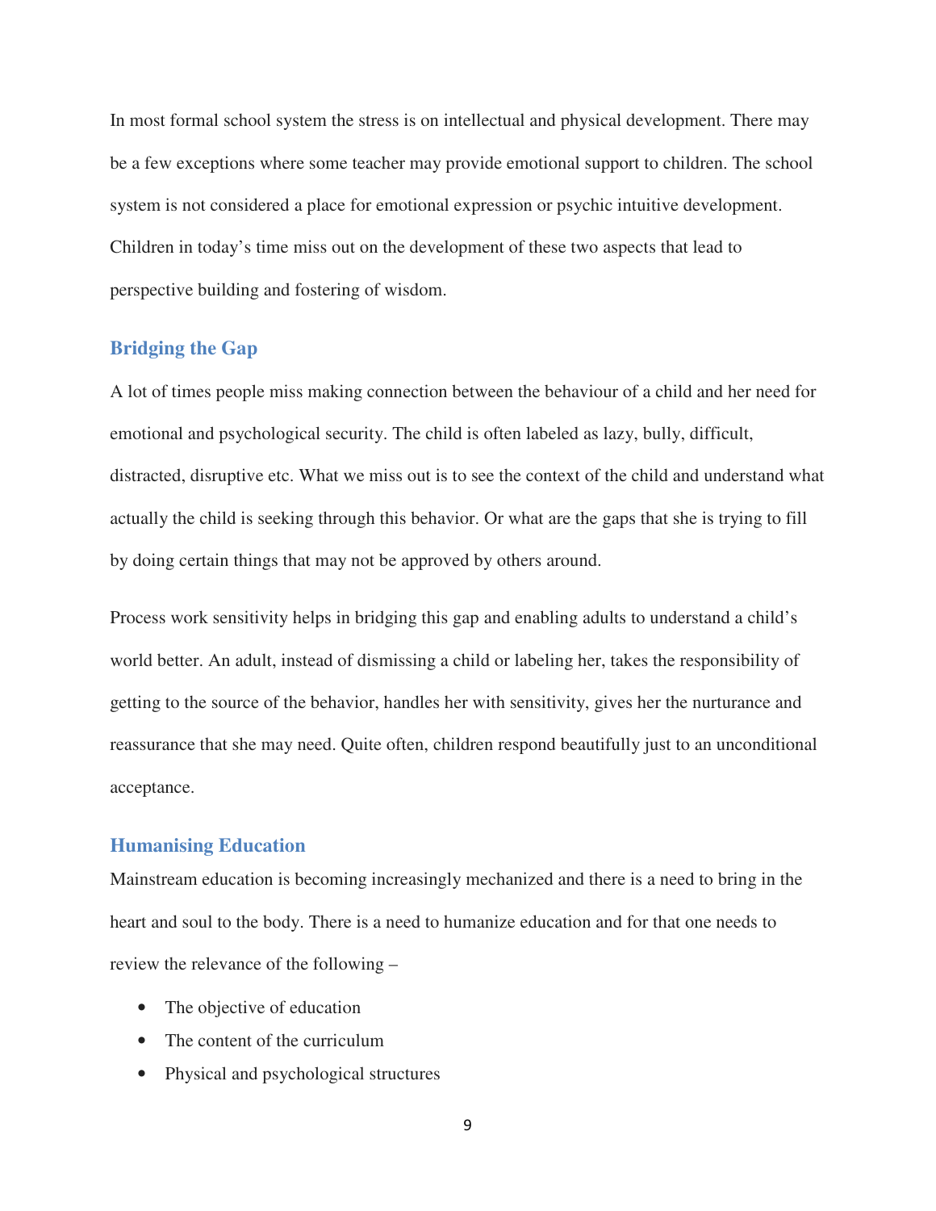In most formal school system the stress is on intellectual and physical development. There may be a few exceptions where some teacher may provide emotional support to children. The school system is not considered a place for emotional expression or psychic intuitive development. Children in today's time miss out on the development of these two aspects that lead to perspective building and fostering of wisdom.

## Bridging the Gap

A lot of times people miss making connection between the behaviour of a child and her need for emotional and psychological security. The child is often labeled as lazy, bully, difficult, distracted, disruptive etc. What we miss out is to see the context of the child and understand what actually the child is seeking through this behavior. Or what are the gaps that she is trying to fill by doing certain things that may not be approved by others around.

Process work sensitivity helps in bridging this gap and enabling adults to understand a child's world better. An adult, instead of dismissing a child or labeling her, takes the responsibility of getting to the source of the behavior, handles her with sensitivity, gives her the nurturance and reassurance that she may need. Quite often, children respond beautifully just to an unconditional acceptance.

## Humanising Education

Mainstream education is becoming increasingly mechanized and there is a need to bring in the heart and soul to the body. There is a need to humanize education and for that one needs to review the relevance of the following –

- The objective of education
- The content of the curriculum
- Physical and psychological structures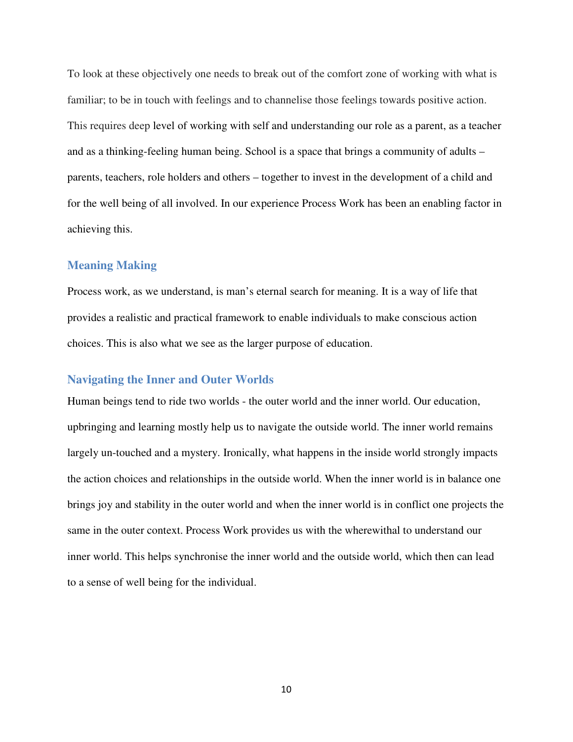To look at these objectively one needs to break out of the comfort zone of working with what is familiar; to be in touch with feelings and to channelise those feelings towards positive action. This requires deep level of working with self and understanding our role as a parent, as a teacher and as a thinking-feeling human being. School is a space that brings a community of adults – parents, teachers, role holders and others – together to invest in the development of a child and for the well being of all involved. In our experience Process Work has been an enabling factor in achieving this.

## Meaning Making

Process work, as we understand, is man's eternal search for meaning. It is a way of life that provides a realistic and practical framework to enable individuals to make conscious action choices. This is also what we see as the larger purpose of education.

## Navigating the Inner and Outer Worlds

Human beings tend to ride two worlds - the outer world and the inner world. Our education, upbringing and learning mostly help us to navigate the outside world. The inner world remains largely un-touched and a mystery. Ironically, what happens in the inside world strongly impacts the action choices and relationships in the outside world. When the inner world is in balance one brings joy and stability in the outer world and when the inner world is in conflict one projects the same in the outer context. Process Work provides us with the wherewithal to understand our inner world. This helps synchronise the inner world and the outside world, which then can lead to a sense of well being for the individual.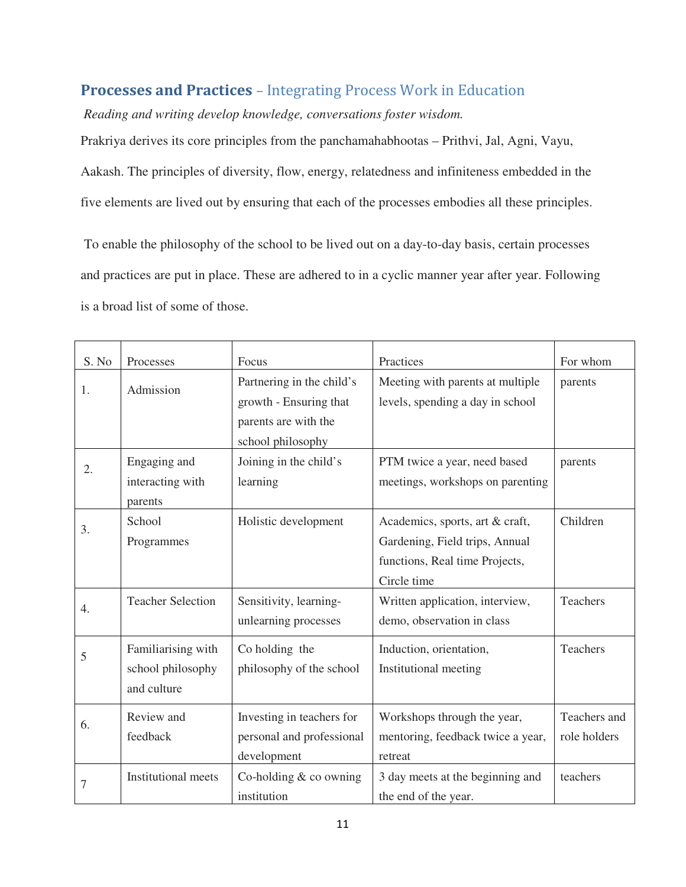## Processes and Practices – Integrating Process Work in Education

*Reading and writing develop knowledge, conversations foster wisdom.*

Prakriya derives its core principles from the panchamahabhootas – Prithvi, Jal, Agni, Vayu, Aakash. The principles of diversity, flow, energy, relatedness and infiniteness embedded in the five elements are lived out by ensuring that each of the processes embodies all these principles.

To enable the philosophy of the school to be lived out on a day-to-day basis, certain processes and practices are put in place. These are adhered to in a cyclic manner year after year. Following is a broad list of some of those.

| S. No | Processes | Focus | Practices | For whom |
|---|---|---|---|---|
| 1. | Admission | Partnering in the child's growth - Ensuring that parents are with the school philosophy | Meeting with parents at multiple levels, spending a day in school | parents |
| 2. | Engaging and interacting with parents | Joining in the child's learning | PTM twice a year, need based meetings, workshops on parenting | parents |
| 3. | School Programmes | Holistic development | Academics, sports, art & craft, Gardening, Field trips, Annual functions, Real time Projects, Circle time | Children |
| 4. | Teacher Selection | Sensitivity, learning-unlearning processes | Written application, interview, demo, observation in class | Teachers |
| 5 | Familiarising with school philosophy and culture | Co holding the philosophy of the school | Induction, orientation, Institutional meeting | Teachers |
| 6. | Review and feedback | Investing in teachers for personal and professional development | Workshops through the year, mentoring, feedback twice a year, retreat | Teachers and role holders |
| 7 | Institutional meets | Co-holding & co owning institution | 3 day meets at the beginning and the end of the year. | teachers |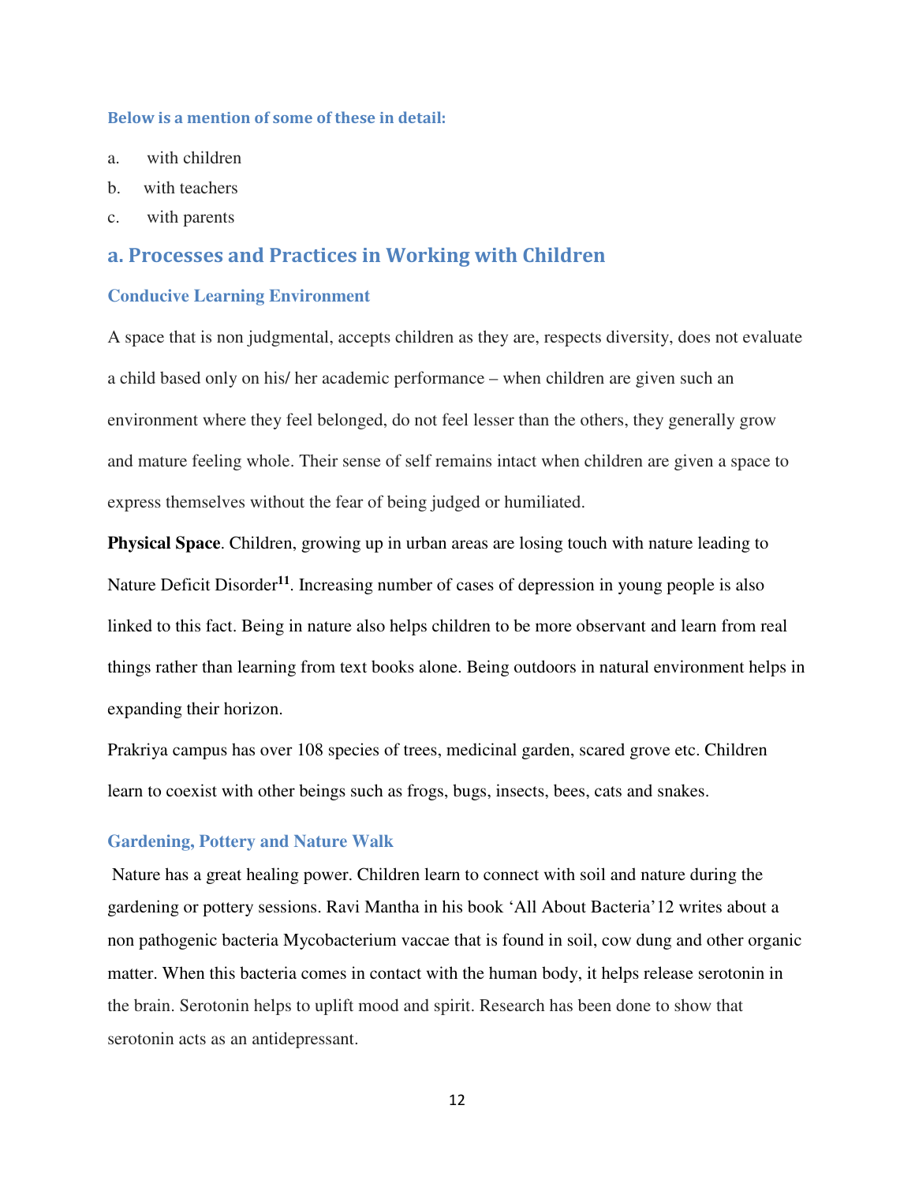### Below is a mention of some of these in detail:

a. with children

b. with teachers

c. with parents

## a. Processes and Practices in Working with Children

### Conducive Learning Environment

A space that is non judgmental, accepts children as they are, respects diversity, does not evaluate a child based only on his/ her academic performance – when children are given such an environment where they feel belonged, do not feel lesser than the others, they generally grow and mature feeling whole. Their sense of self remains intact when children are given a space to express themselves without the fear of being judged or humiliated.

**Physical Space**. Children, growing up in urban areas are losing touch with nature leading to Nature Deficit Disorder[11]. Increasing number of cases of depression in young people is also linked to this fact. Being in nature also helps children to be more observant and learn from real things rather than learning from text books alone. Being outdoors in natural environment helps in expanding their horizon.

Prakriya campus has over 108 species of trees, medicinal garden, scared grove etc. Children learn to coexist with other beings such as frogs, bugs, insects, bees, cats and snakes.

### Gardening, Pottery and Nature Walk

Nature has a great healing power. Children learn to connect with soil and nature during the gardening or pottery sessions. Ravi Mantha in his book 'All About Bacteria'12 writes about a non pathogenic bacteria Mycobacterium vaccae that is found in soil, cow dung and other organic matter. When this bacteria comes in contact with the human body, it helps release serotonin in the brain. Serotonin helps to uplift mood and spirit. Research has been done to show that serotonin acts as an antidepressant.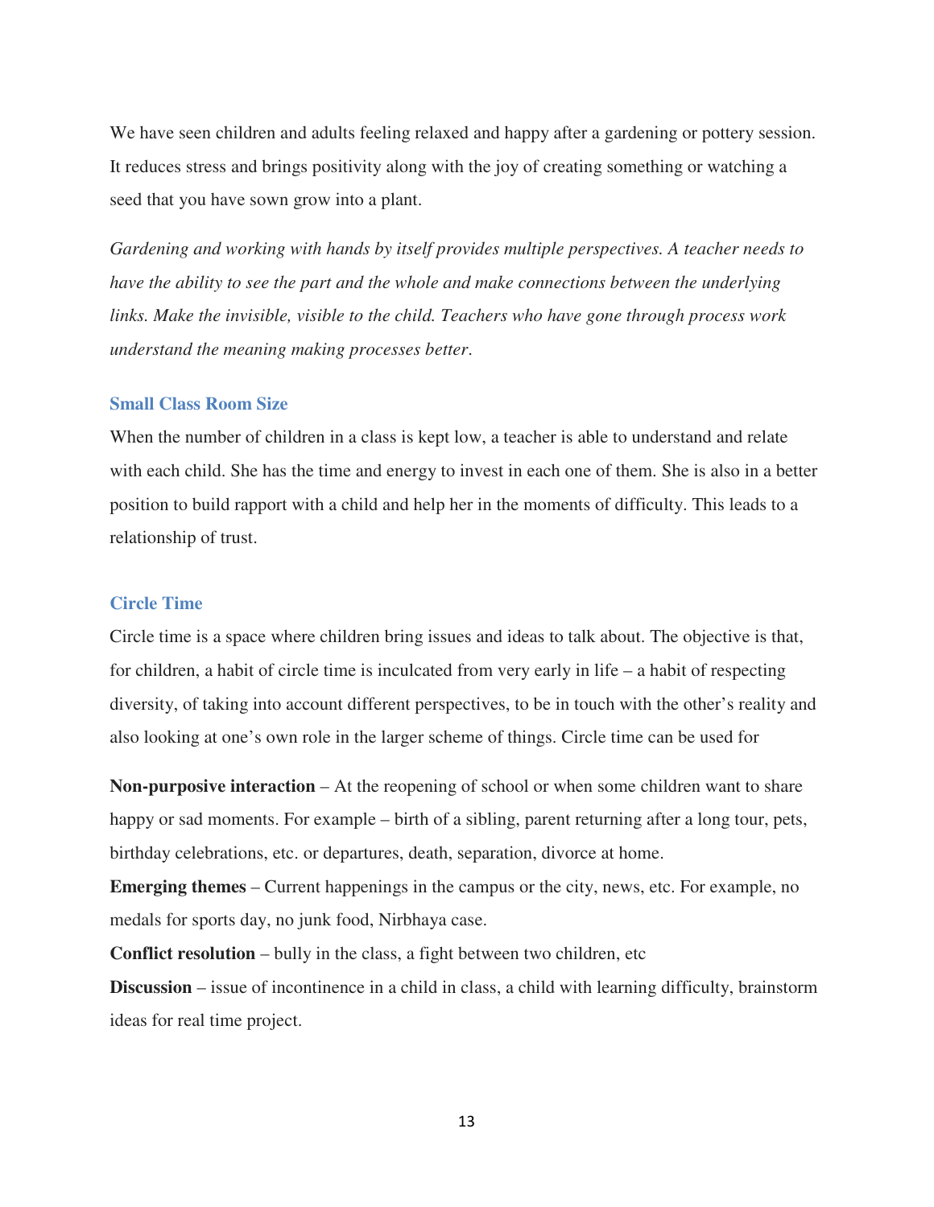We have seen children and adults feeling relaxed and happy after a gardening or pottery session. It reduces stress and brings positivity along with the joy of creating something or watching a seed that you have sown grow into a plant.

*Gardening and working with hands by itself provides multiple perspectives. A teacher needs to have the ability to see the part and the whole and make connections between the underlying links. Make the invisible, visible to the child. Teachers who have gone through process work understand the meaning making processes better.*

### Small Class Room Size

When the number of children in a class is kept low, a teacher is able to understand and relate with each child. She has the time and energy to invest in each one of them. She is also in a better position to build rapport with a child and help her in the moments of difficulty. This leads to a relationship of trust.

### Circle Time

Circle time is a space where children bring issues and ideas to talk about. The objective is that, for children, a habit of circle time is inculcated from very early in life – a habit of respecting diversity, of taking into account different perspectives, to be in touch with the other's reality and also looking at one's own role in the larger scheme of things. Circle time can be used for

**Non-purposive interaction** – At the reopening of school or when some children want to share happy or sad moments. For example – birth of a sibling, parent returning after a long tour, pets, birthday celebrations, etc. or departures, death, separation, divorce at home.

**Emerging themes** – Current happenings in the campus or the city, news, etc. For example, no medals for sports day, no junk food, Nirbhaya case.

**Conflict resolution** – bully in the class, a fight between two children, etc

**Discussion** – issue of incontinence in a child in class, a child with learning difficulty, brainstorm ideas for real time project.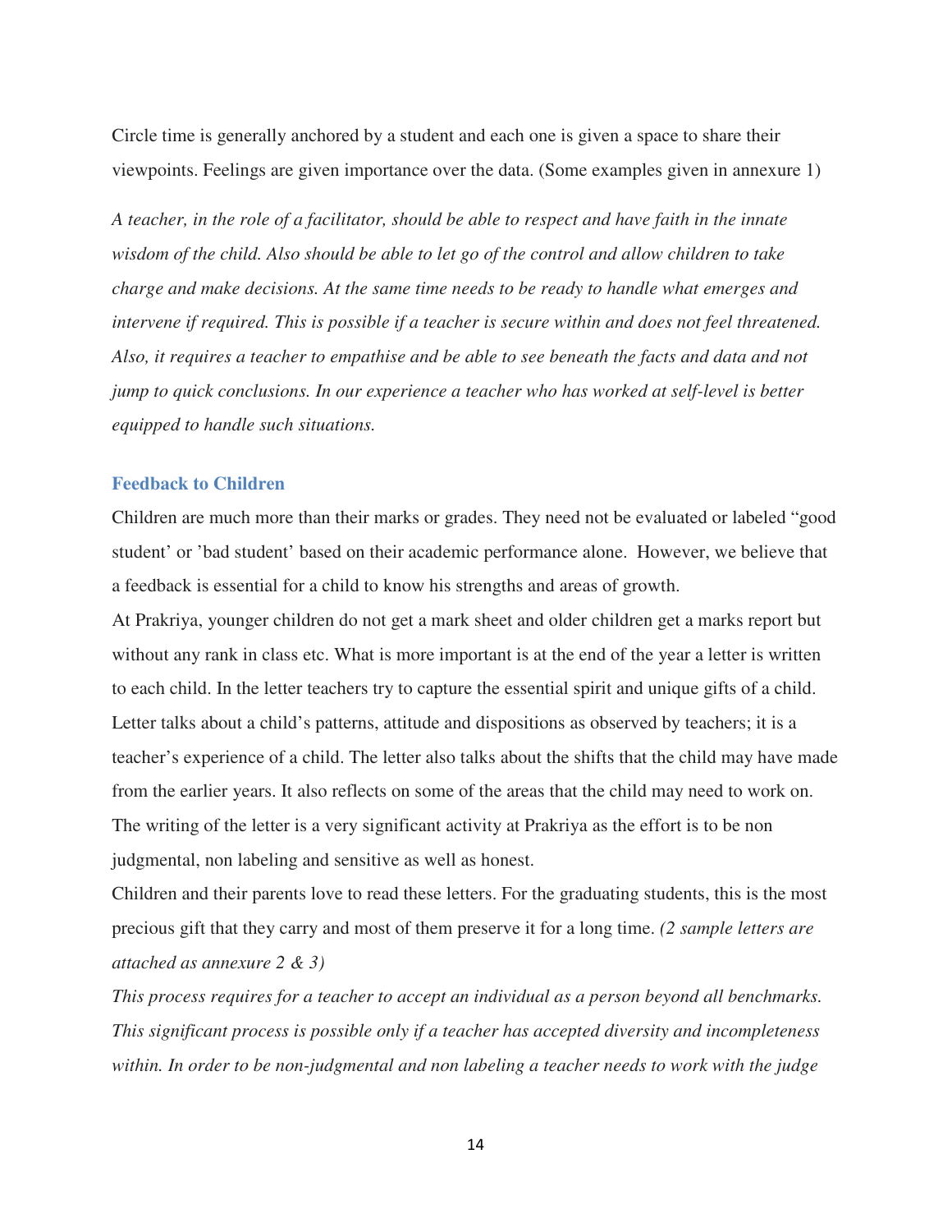Circle time is generally anchored by a student and each one is given a space to share their viewpoints. Feelings are given importance over the data. (Some examples given in annexure 1)

*A teacher, in the role of a facilitator, should be able to respect and have faith in the innate wisdom of the child. Also should be able to let go of the control and allow children to take charge and make decisions. At the same time needs to be ready to handle what emerges and intervene if required. This is possible if a teacher is secure within and does not feel threatened. Also, it requires a teacher to empathise and be able to see beneath the facts and data and not jump to quick conclusions. In our experience a teacher who has worked at self-level is better equipped to handle such situations.*

### Feedback to Children

Children are much more than their marks or grades. They need not be evaluated or labeled "good student' or 'bad student' based on their academic performance alone. However, we believe that a feedback is essential for a child to know his strengths and areas of growth.

At Prakriya, younger children do not get a mark sheet and older children get a marks report but without any rank in class etc. What is more important is at the end of the year a letter is written to each child. In the letter teachers try to capture the essential spirit and unique gifts of a child. Letter talks about a child's patterns, attitude and dispositions as observed by teachers; it is a teacher's experience of a child. The letter also talks about the shifts that the child may have made from the earlier years. It also reflects on some of the areas that the child may need to work on. The writing of the letter is a very significant activity at Prakriya as the effort is to be non judgmental, non labeling and sensitive as well as honest.

Children and their parents love to read these letters. For the graduating students, this is the most precious gift that they carry and most of them preserve it for a long time. *(2 sample letters are attached as annexure 2 & 3)*

*This process requires for a teacher to accept an individual as a person beyond all benchmarks. This significant process is possible only if a teacher has accepted diversity and incompleteness within. In order to be non-judgmental and non labeling a teacher needs to work with the judge*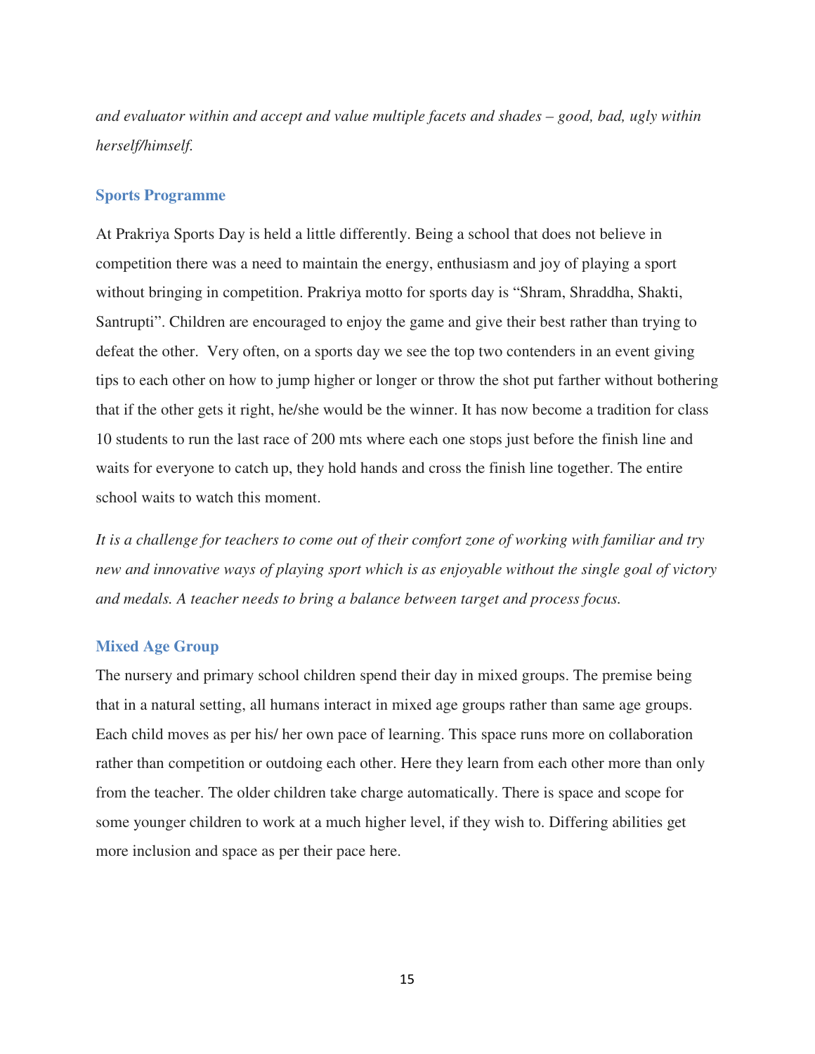*and evaluator within and accept and value multiple facets and shades – good, bad, ugly within herself/himself.*

## Sports Programme

At Prakriya Sports Day is held a little differently. Being a school that does not believe in competition there was a need to maintain the energy, enthusiasm and joy of playing a sport without bringing in competition. Prakriya motto for sports day is "Shram, Shraddha, Shakti, Santrupti". Children are encouraged to enjoy the game and give their best rather than trying to defeat the other. Very often, on a sports day we see the top two contenders in an event giving tips to each other on how to jump higher or longer or throw the shot put farther without bothering that if the other gets it right, he/she would be the winner. It has now become a tradition for class 10 students to run the last race of 200 mts where each one stops just before the finish line and waits for everyone to catch up, they hold hands and cross the finish line together. The entire school waits to watch this moment.

*It is a challenge for teachers to come out of their comfort zone of working with familiar and try new and innovative ways of playing sport which is as enjoyable without the single goal of victory and medals. A teacher needs to bring a balance between target and process focus.*

## Mixed Age Group

The nursery and primary school children spend their day in mixed groups. The premise being that in a natural setting, all humans interact in mixed age groups rather than same age groups. Each child moves as per his/ her own pace of learning. This space runs more on collaboration rather than competition or outdoing each other. Here they learn from each other more than only from the teacher. The older children take charge automatically. There is space and scope for some younger children to work at a much higher level, if they wish to. Differing abilities get more inclusion and space as per their pace here.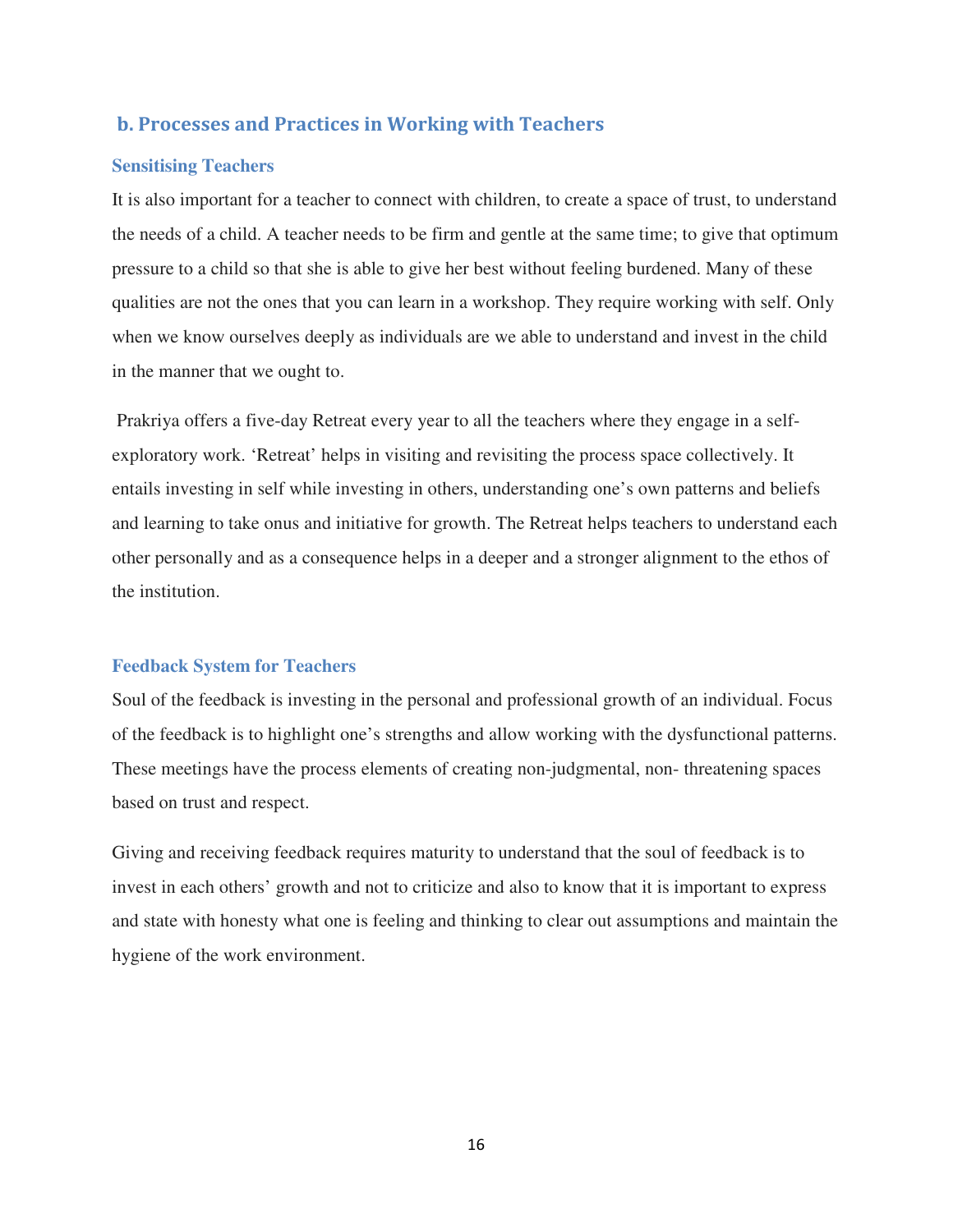## b. Processes and Practices in Working with Teachers

### Sensitising Teachers

It is also important for a teacher to connect with children, to create a space of trust, to understand the needs of a child. A teacher needs to be firm and gentle at the same time; to give that optimum pressure to a child so that she is able to give her best without feeling burdened. Many of these qualities are not the ones that you can learn in a workshop. They require working with self. Only when we know ourselves deeply as individuals are we able to understand and invest in the child in the manner that we ought to.

Prakriya offers a five-day Retreat every year to all the teachers where they engage in a self-exploratory work. 'Retreat' helps in visiting and revisiting the process space collectively. It entails investing in self while investing in others, understanding one's own patterns and beliefs and learning to take onus and initiative for growth. The Retreat helps teachers to understand each other personally and as a consequence helps in a deeper and a stronger alignment to the ethos of the institution.

### Feedback System for Teachers

Soul of the feedback is investing in the personal and professional growth of an individual. Focus of the feedback is to highlight one's strengths and allow working with the dysfunctional patterns. These meetings have the process elements of creating non-judgmental, non- threatening spaces based on trust and respect.

Giving and receiving feedback requires maturity to understand that the soul of feedback is to invest in each others' growth and not to criticize and also to know that it is important to express and state with honesty what one is feeling and thinking to clear out assumptions and maintain the hygiene of the work environment.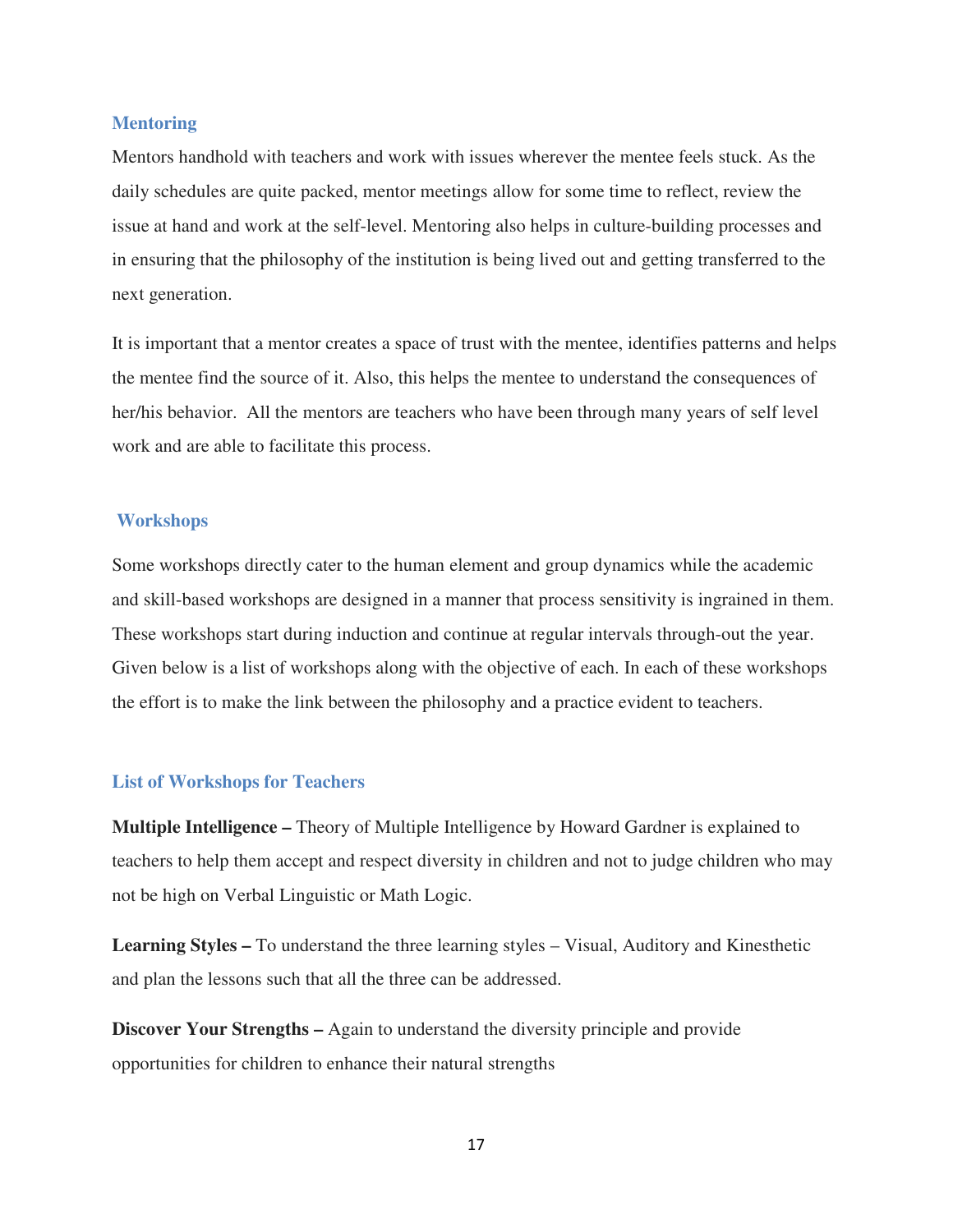### Mentoring

Mentors handhold with teachers and work with issues wherever the mentee feels stuck. As the daily schedules are quite packed, mentor meetings allow for some time to reflect, review the issue at hand and work at the self-level. Mentoring also helps in culture-building processes and in ensuring that the philosophy of the institution is being lived out and getting transferred to the next generation.

It is important that a mentor creates a space of trust with the mentee, identifies patterns and helps the mentee find the source of it. Also, this helps the mentee to understand the consequences of her/his behavior. All the mentors are teachers who have been through many years of self level work and are able to facilitate this process.

### Workshops

Some workshops directly cater to the human element and group dynamics while the academic and skill-based workshops are designed in a manner that process sensitivity is ingrained in them. These workshops start during induction and continue at regular intervals through-out the year. Given below is a list of workshops along with the objective of each. In each of these workshops the effort is to make the link between the philosophy and a practice evident to teachers.

### List of Workshops for Teachers

**Multiple Intelligence –** Theory of Multiple Intelligence by Howard Gardner is explained to teachers to help them accept and respect diversity in children and not to judge children who may not be high on Verbal Linguistic or Math Logic.

**Learning Styles –** To understand the three learning styles – Visual, Auditory and Kinesthetic and plan the lessons such that all the three can be addressed.

**Discover Your Strengths –** Again to understand the diversity principle and provide opportunities for children to enhance their natural strengths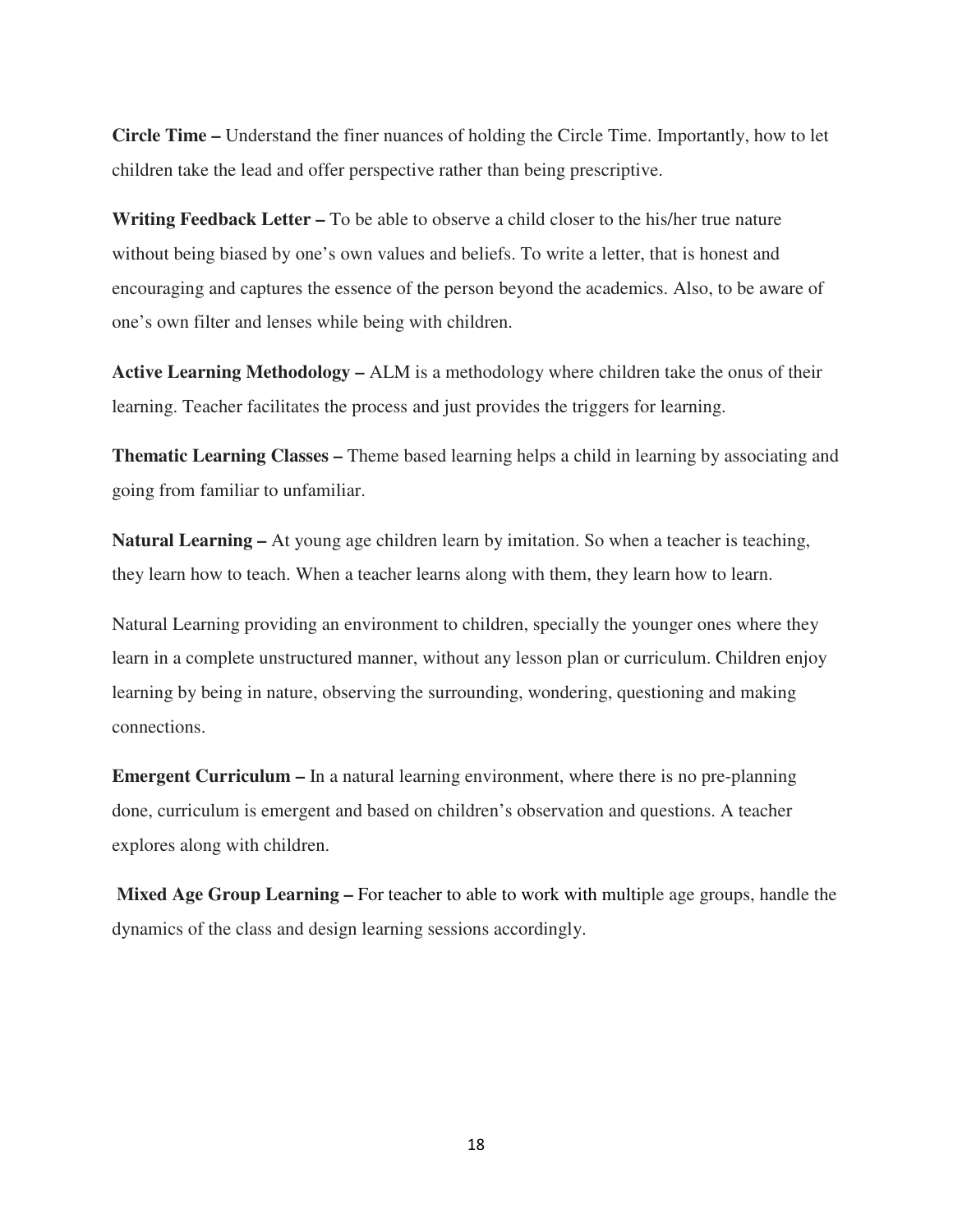**Circle Time –** Understand the finer nuances of holding the Circle Time. Importantly, how to let children take the lead and offer perspective rather than being prescriptive.

**Writing Feedback Letter –** To be able to observe a child closer to the his/her true nature without being biased by one's own values and beliefs. To write a letter, that is honest and encouraging and captures the essence of the person beyond the academics. Also, to be aware of one's own filter and lenses while being with children.

**Active Learning Methodology –** ALM is a methodology where children take the onus of their learning. Teacher facilitates the process and just provides the triggers for learning.

**Thematic Learning Classes –** Theme based learning helps a child in learning by associating and going from familiar to unfamiliar.

**Natural Learning –** At young age children learn by imitation. So when a teacher is teaching, they learn how to teach. When a teacher learns along with them, they learn how to learn.

Natural Learning providing an environment to children, specially the younger ones where they learn in a complete unstructured manner, without any lesson plan or curriculum. Children enjoy learning by being in nature, observing the surrounding, wondering, questioning and making connections.

**Emergent Curriculum –** In a natural learning environment, where there is no pre-planning done, curriculum is emergent and based on children's observation and questions. A teacher explores along with children.

**Mixed Age Group Learning –** For teacher to able to work with multiple age groups, handle the dynamics of the class and design learning sessions accordingly.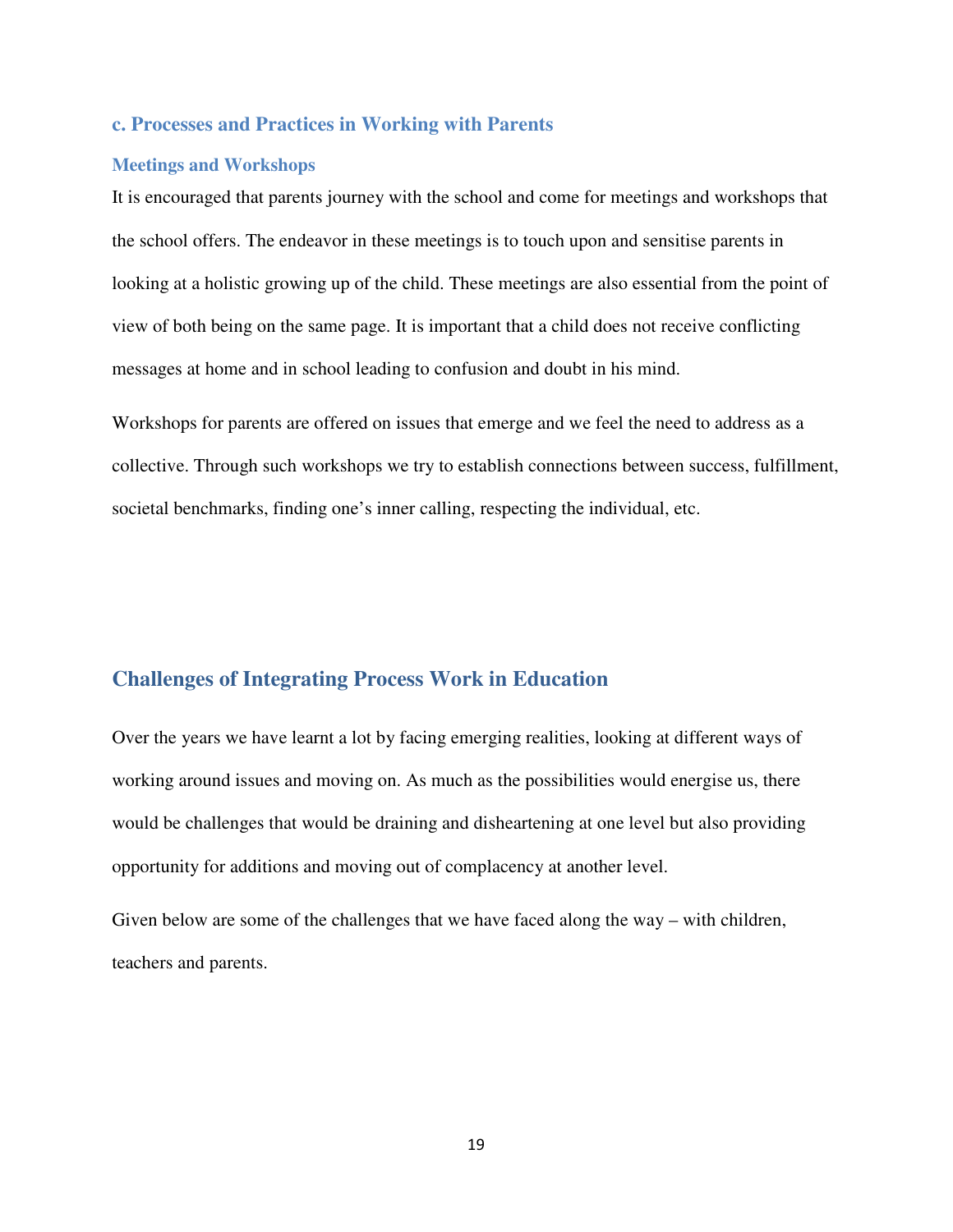### c. Processes and Practices in Working with Parents

#### Meetings and Workshops

It is encouraged that parents journey with the school and come for meetings and workshops that the school offers. The endeavor in these meetings is to touch upon and sensitise parents in looking at a holistic growing up of the child. These meetings are also essential from the point of view of both being on the same page. It is important that a child does not receive conflicting messages at home and in school leading to confusion and doubt in his mind.

Workshops for parents are offered on issues that emerge and we feel the need to address as a collective. Through such workshops we try to establish connections between success, fulfillment, societal benchmarks, finding one's inner calling, respecting the individual, etc.

## Challenges of Integrating Process Work in Education

Over the years we have learnt a lot by facing emerging realities, looking at different ways of working around issues and moving on. As much as the possibilities would energise us, there would be challenges that would be draining and disheartening at one level but also providing opportunity for additions and moving out of complacency at another level.

Given below are some of the challenges that we have faced along the way – with children, teachers and parents.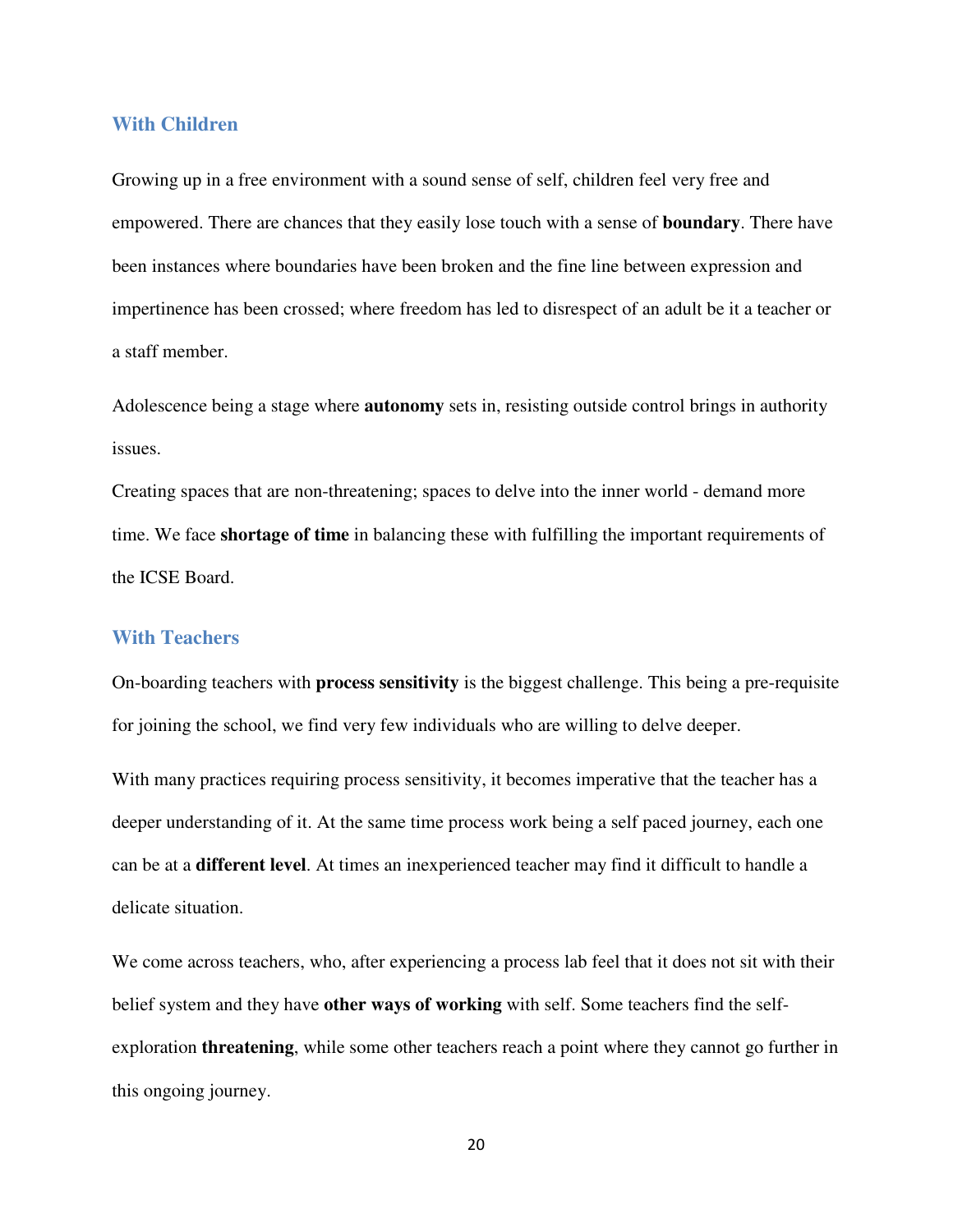### With Children

Growing up in a free environment with a sound sense of self, children feel very free and empowered. There are chances that they easily lose touch with a sense of **boundary**. There have been instances where boundaries have been broken and the fine line between expression and impertinence has been crossed; where freedom has led to disrespect of an adult be it a teacher or a staff member.

Adolescence being a stage where **autonomy** sets in, resisting outside control brings in authority issues.

Creating spaces that are non-threatening; spaces to delve into the inner world - demand more time. We face **shortage of time** in balancing these with fulfilling the important requirements of the ICSE Board.

### With Teachers

On-boarding teachers with **process sensitivity** is the biggest challenge. This being a pre-requisite for joining the school, we find very few individuals who are willing to delve deeper.

With many practices requiring process sensitivity, it becomes imperative that the teacher has a deeper understanding of it. At the same time process work being a self paced journey, each one can be at a **different level**. At times an inexperienced teacher may find it difficult to handle a delicate situation.

We come across teachers, who, after experiencing a process lab feel that it does not sit with their belief system and they have **other ways of working** with self. Some teachers find the self-exploration **threatening**, while some other teachers reach a point where they cannot go further in this ongoing journey.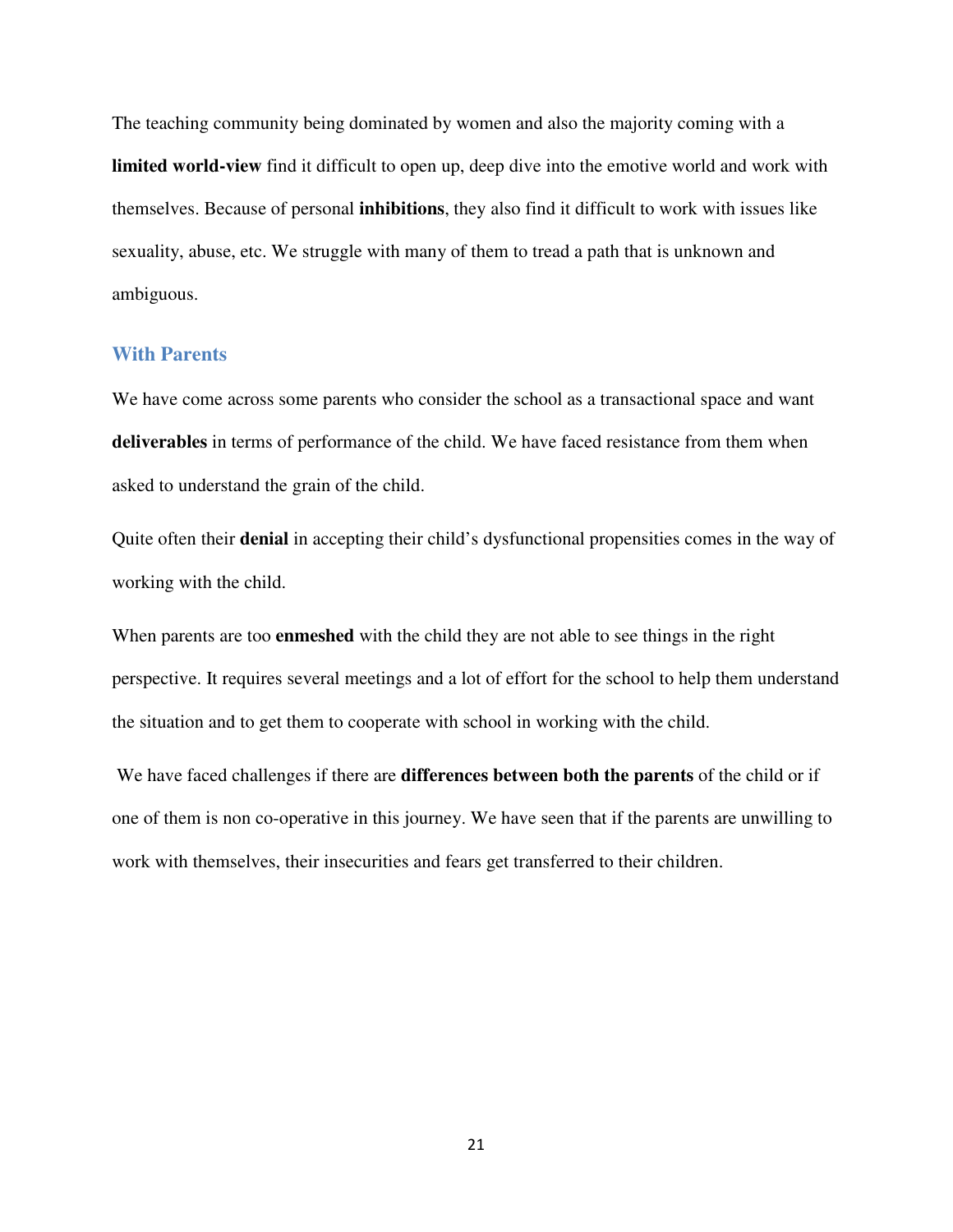The teaching community being dominated by women and also the majority coming with a **limited world-view** find it difficult to open up, deep dive into the emotive world and work with themselves. Because of personal **inhibitions**, they also find it difficult to work with issues like sexuality, abuse, etc. We struggle with many of them to tread a path that is unknown and ambiguous.

### With Parents

We have come across some parents who consider the school as a transactional space and want **deliverables** in terms of performance of the child. We have faced resistance from them when asked to understand the grain of the child.

Quite often their **denial** in accepting their child's dysfunctional propensities comes in the way of working with the child.

When parents are too **enmeshed** with the child they are not able to see things in the right perspective. It requires several meetings and a lot of effort for the school to help them understand the situation and to get them to cooperate with school in working with the child.

We have faced challenges if there are **differences between both the parents** of the child or if one of them is non co-operative in this journey. We have seen that if the parents are unwilling to work with themselves, their insecurities and fears get transferred to their children.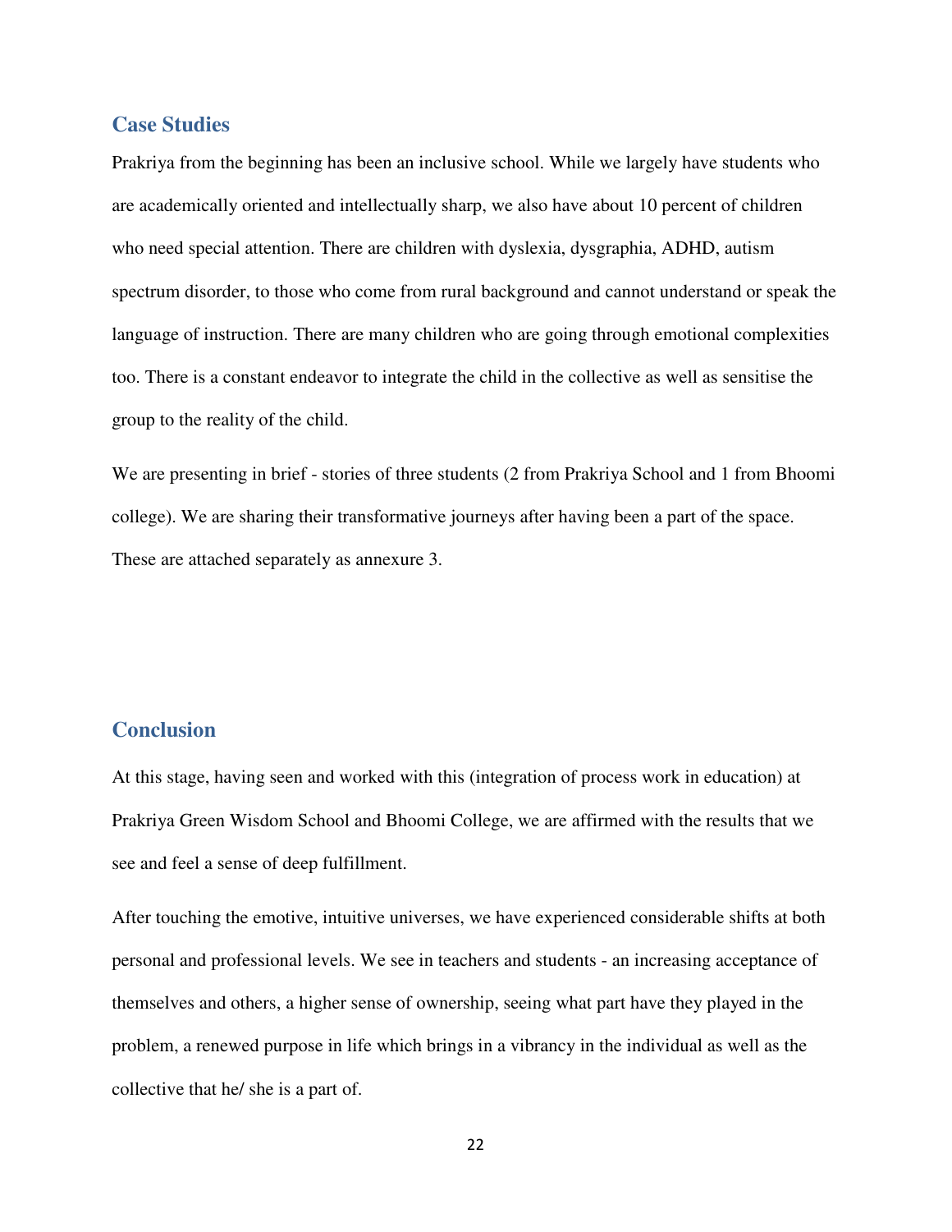## Case Studies

Prakriya from the beginning has been an inclusive school. While we largely have students who are academically oriented and intellectually sharp, we also have about 10 percent of children who need special attention. There are children with dyslexia, dysgraphia, ADHD, autism spectrum disorder, to those who come from rural background and cannot understand or speak the language of instruction. There are many children who are going through emotional complexities too. There is a constant endeavor to integrate the child in the collective as well as sensitise the group to the reality of the child.

We are presenting in brief - stories of three students (2 from Prakriya School and 1 from Bhoomi college). We are sharing their transformative journeys after having been a part of the space. These are attached separately as annexure 3.

## Conclusion

At this stage, having seen and worked with this (integration of process work in education) at Prakriya Green Wisdom School and Bhoomi College, we are affirmed with the results that we see and feel a sense of deep fulfillment.

After touching the emotive, intuitive universes, we have experienced considerable shifts at both personal and professional levels. We see in teachers and students - an increasing acceptance of themselves and others, a higher sense of ownership, seeing what part have they played in the problem, a renewed purpose in life which brings in a vibrancy in the individual as well as the collective that he/ she is a part of.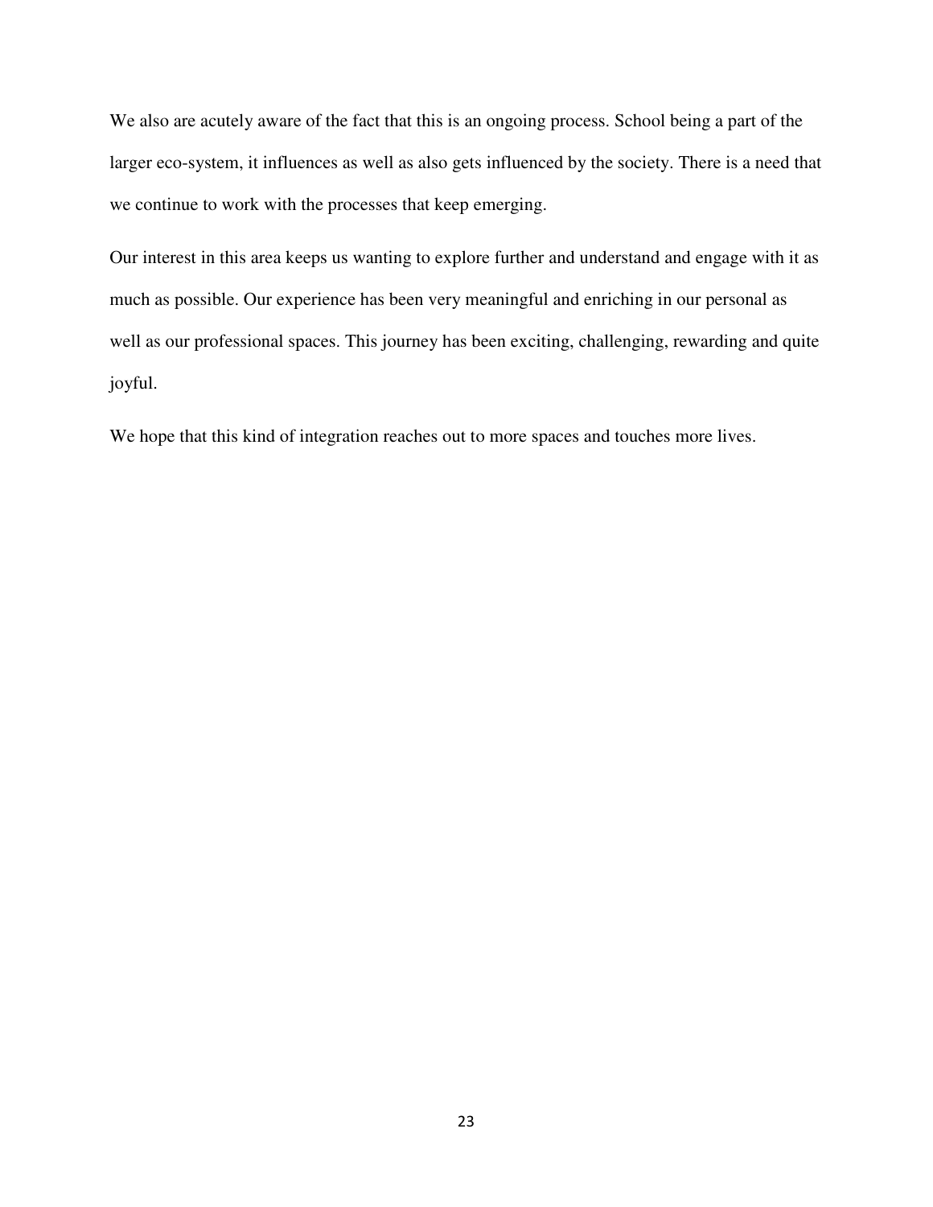We also are acutely aware of the fact that this is an ongoing process. School being a part of the larger eco-system, it influences as well as also gets influenced by the society. There is a need that we continue to work with the processes that keep emerging.

Our interest in this area keeps us wanting to explore further and understand and engage with it as much as possible. Our experience has been very meaningful and enriching in our personal as well as our professional spaces. This journey has been exciting, challenging, rewarding and quite joyful.

We hope that this kind of integration reaches out to more spaces and touches more lives.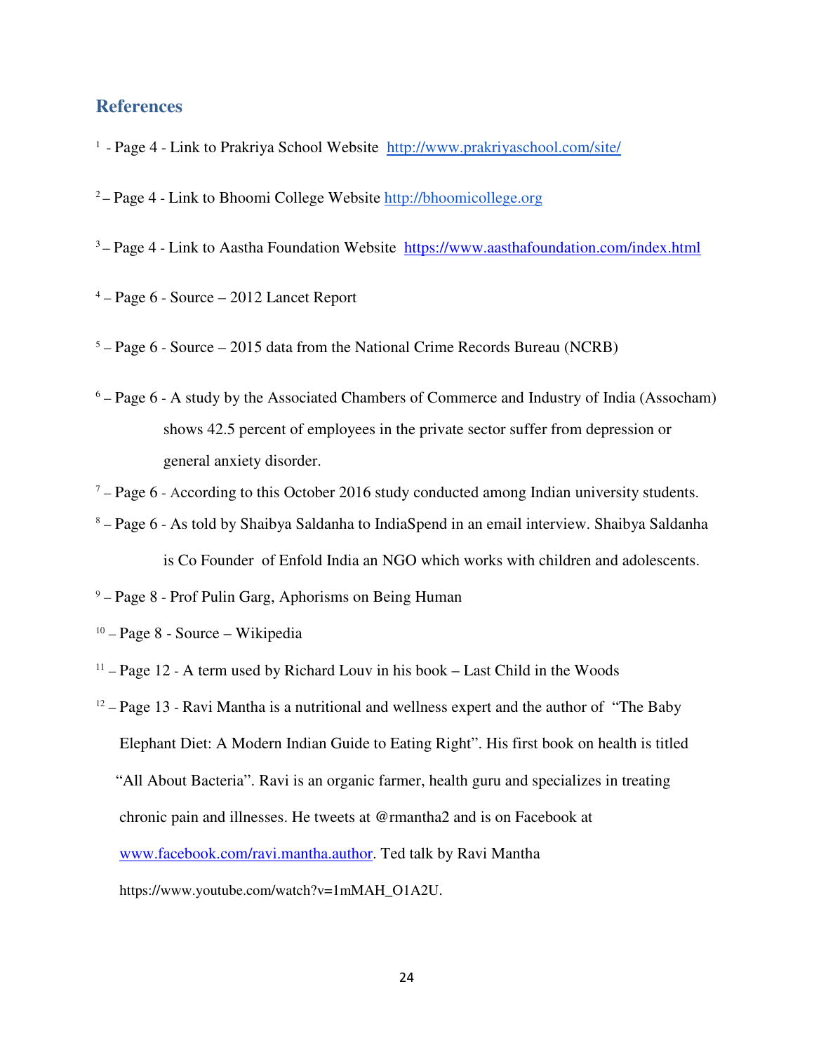## References

[1] - Page 4 - Link to Prakriya School Website http://www.prakriyaschool.com/site/

[2] – Page 4 - Link to Bhoomi College Website http://bhoomicollege.org

[3] – Page 4 - Link to Aastha Foundation Website https://www.aasthafoundation.com/index.html

[4] – Page 6 - Source – 2012 Lancet Report

[5] – Page 6 - Source – 2015 data from the National Crime Records Bureau (NCRB)

[6] – Page 6 - A study by the Associated Chambers of Commerce and Industry of India (Assocham) shows 42.5 percent of employees in the private sector suffer from depression or general anxiety disorder.

[7] – Page 6 - According to this October 2016 study conducted among Indian university students.

[8] – Page 6 - As told by Shaibya Saldanha to IndiaSpend in an email interview. Shaibya Saldanha is Co Founder of Enfold India an NGO which works with children and adolescents.

[9] – Page 8 - Prof Pulin Garg, Aphorisms on Being Human

[10] – Page 8 - Source – Wikipedia

[11] – Page 12 - A term used by Richard Louv in his book – Last Child in the Woods

[12] – Page 13 - Ravi Mantha is a nutritional and wellness expert and the author of "The Baby Elephant Diet: A Modern Indian Guide to Eating Right". His first book on health is titled "All About Bacteria". Ravi is an organic farmer, health guru and specializes in treating chronic pain and illnesses. He tweets at @rmantha2 and is on Facebook at www.facebook.com/ravi.mantha.author. Ted talk by Ravi Mantha https://www.youtube.com/watch?v=1mMAH_O1A2U.